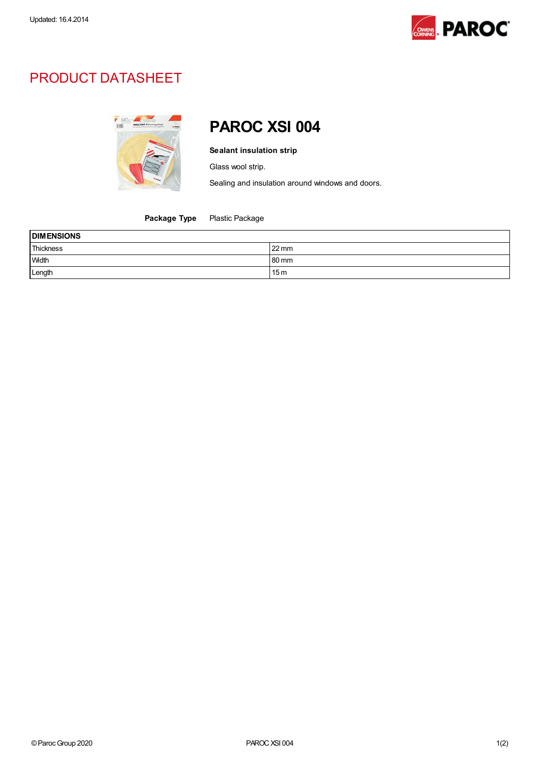Updated: 16.4.2014

# PRODUCT DATASHEET

## PAROC XSI 004

**Sealant insulation strip**

Glass wool strip.

Sealing and insulation around windows and doors.

**Package Type** Plastic Package

| DIMENSIONS | |
|---|---|
| Thickness | 22 mm |
| Width | 80 mm |
| Length | 15 m |

© Paroc Group 2020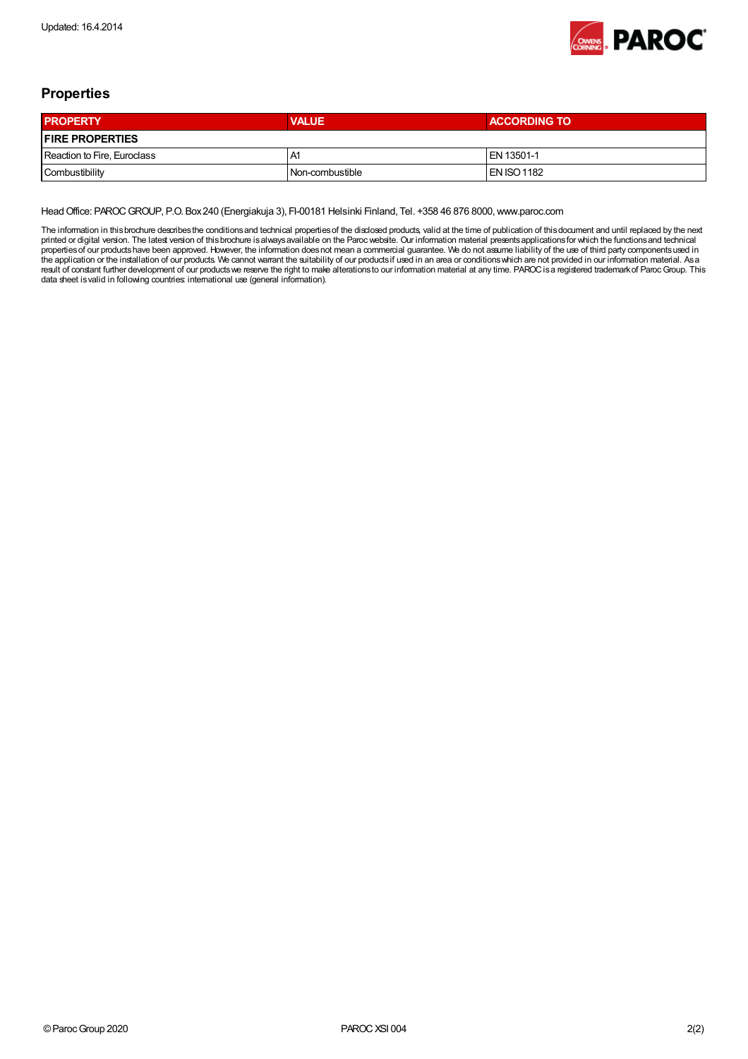Updated: 16.4.2014

## Properties

| PROPERTY | VALUE | ACCORDING TO |
|---|---|---|
| **FIRE PROPERTIES** | | |
| Reaction to Fire, Euroclass | A1 | EN 13501-1 |
| Combustibility | Non-combustible | EN ISO 1182 |

Head Office: PAROC GROUP, P.O. Box 240 (Energiakuja 3), FI-00181 Helsinki Finland, Tel. +358 46 876 8000, www.paroc.com

The information in this brochure describes the conditions and technical properties of the disclosed products, valid at the time of publication of this document and until replaced by the next printed or digital version. The latest version of this brochure is always available on the Paroc website. Our information material presents applications for which the functions and technical properties of our products have been approved. However, the information does not mean a commercial guarantee. We do not assume liability of the use of third party components used in the application or the installation of our products. We cannot warrant the suitability of our products if used in an area or conditions which are not provided in our information material. As a result of constant further development of our products we reserve the right to make alterations to our information material at any time. PAROC is a registered trademark of Paroc Group. This data sheet is valid in following countries: international use (general information).

© Paroc Group 2020 PAROC XSI 004